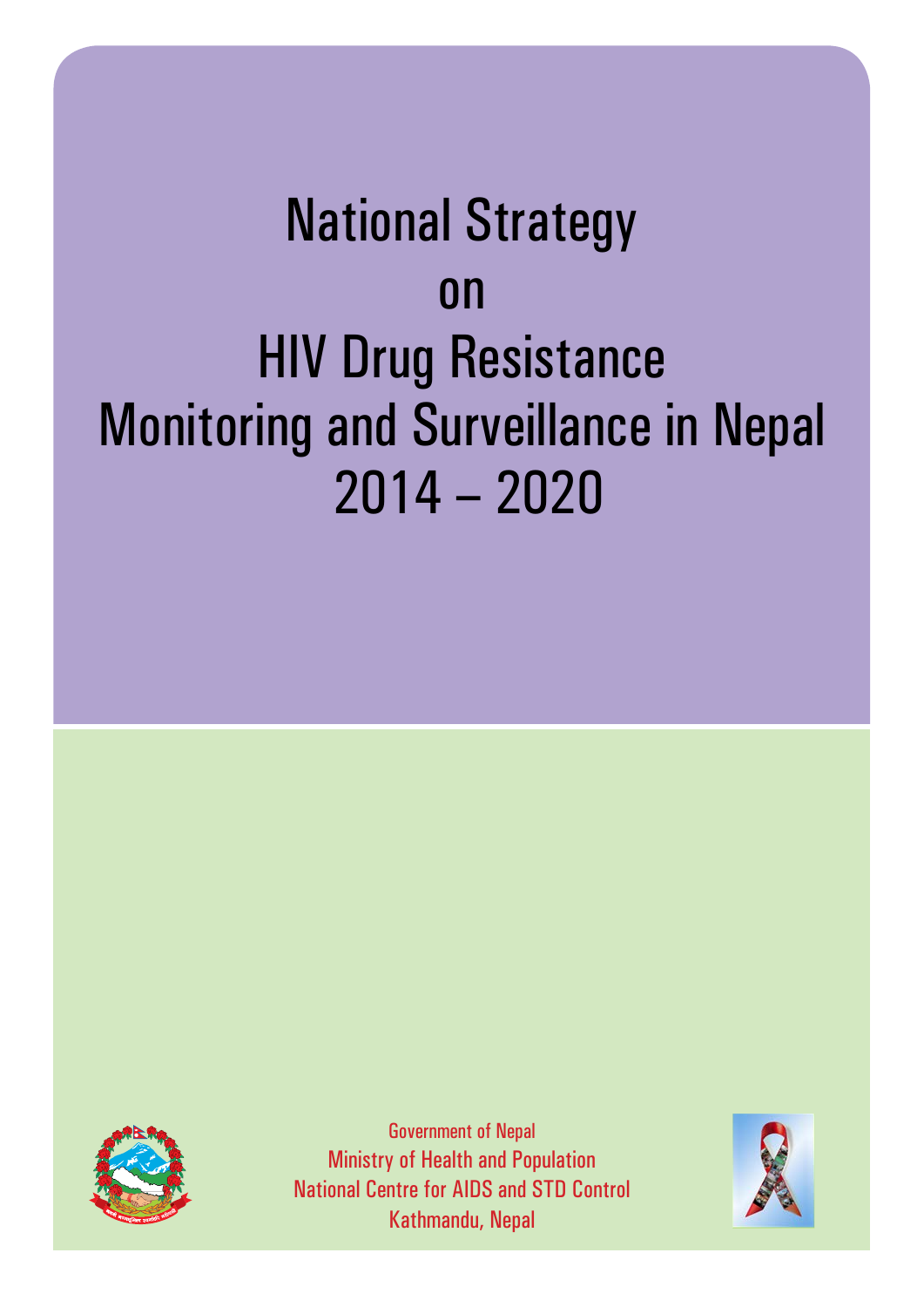# National Strategy on HIV Drug Resistance Monitoring and Surveillance in Nepal 2014 – 2020

Government of Nepal
Ministry of Health and Population
National Centre for AIDS and STD Control
Kathmandu, Nepal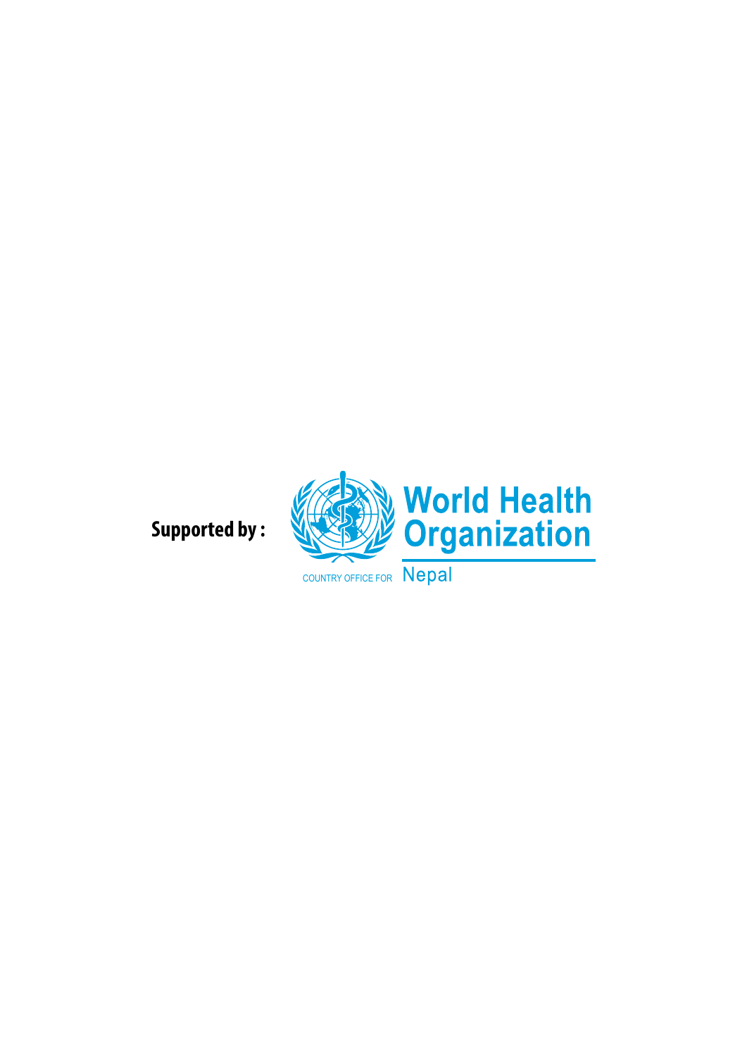**Supported by :**

World Health Organization

COUNTRY OFFICE FOR Nepal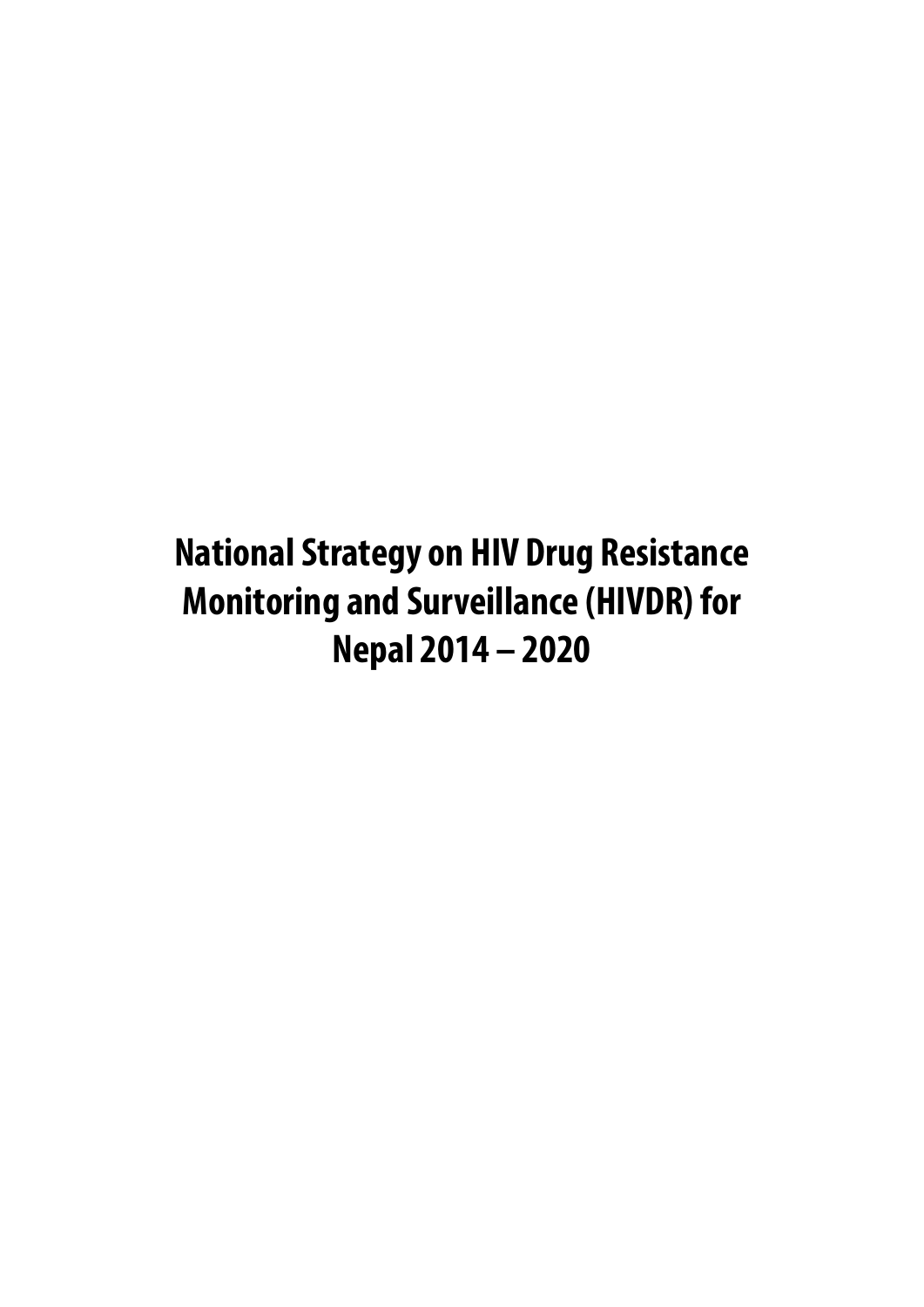# National Strategy on HIV Drug Resistance Monitoring and Surveillance (HIVDR) for Nepal 2014 – 2020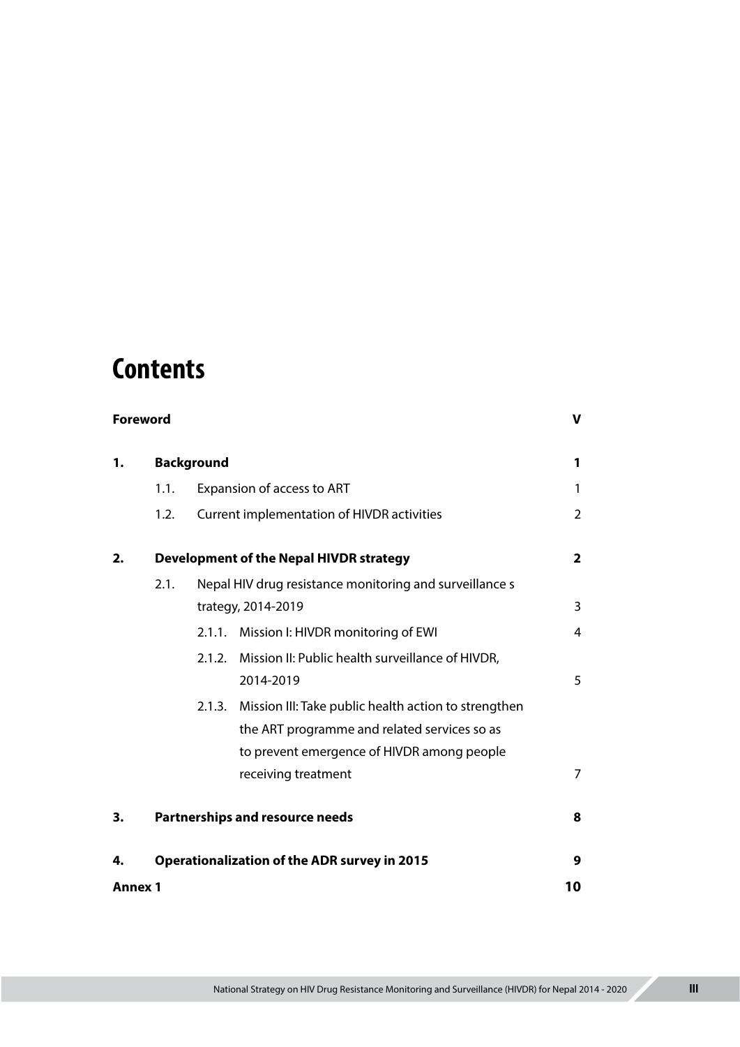# Contents

| | | | | |
|---|---|---|---|---|
| **Foreword** | | | | **V** |
| **1.** | **Background** | | | **1** |
| | 1.1. | Expansion of access to ART | | 1 |
| | 1.2. | Current implementation of HIVDR activities | | 2 |
| **2.** | **Development of the Nepal HIVDR strategy** | | | **2** |
| | 2.1. | Nepal HIV drug resistance monitoring and surveillance s trategy, 2014-2019 | | 3 |
| | | 2.1.1. | Mission I: HIVDR monitoring of EWI | 4 |
| | | 2.1.2. | Mission II: Public health surveillance of HIVDR, 2014-2019 | 5 |
| | | 2.1.3. | Mission III: Take public health action to strengthen the ART programme and related services so as to prevent emergence of HIVDR among people receiving treatment | 7 |
| **3.** | **Partnerships and resource needs** | | | **8** |
| **4.** | **Operationalization of the ADR survey in 2015** | | | **9** |
| **Annex 1** | | | | **10** |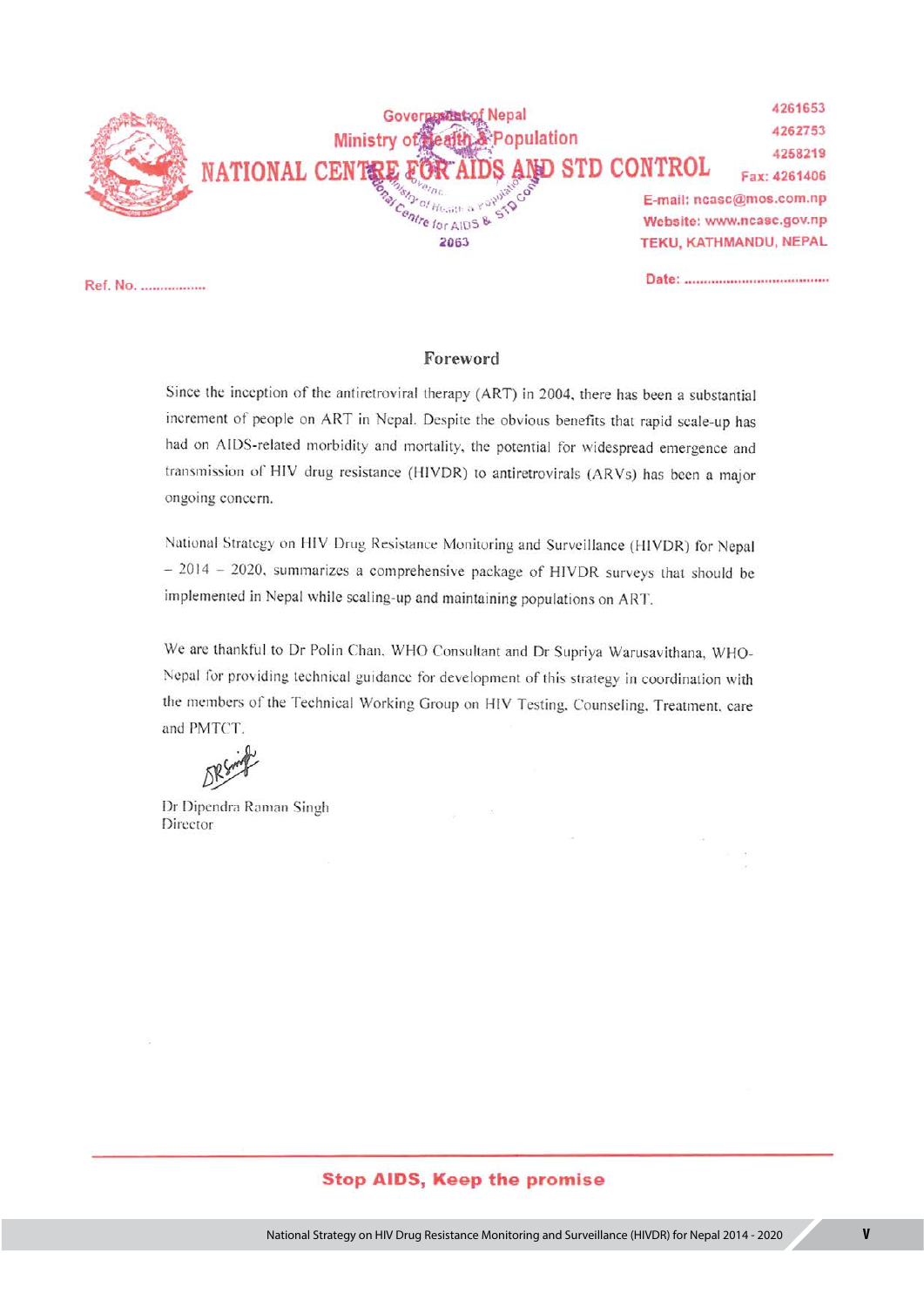Government of Nepal
Ministry of Health & Population
NATIONAL CENTRE FOR AIDS AND STD CONTROL

4261653
4262753
4258219
Fax: 4261406
E-mail: ncasc@mos.com.np
Website: www.ncasc.gov.np
TEKU, KATHMANDU, NEPAL

Ref. No. ................

Date: ....................................

## Foreword

Since the inception of the antiretroviral therapy (ART) in 2004, there has been a substantial increment of people on ART in Nepal. Despite the obvious benefits that rapid scale-up has had on AIDS-related morbidity and mortality, the potential for widespread emergence and transmission of HIV drug resistance (HIVDR) to antiretrovirals (ARVs) has been a major ongoing concern.

National Strategy on HIV Drug Resistance Monitoring and Surveillance (HIVDR) for Nepal – 2014 – 2020, summarizes a comprehensive package of HIVDR surveys that should be implemented in Nepal while scaling-up and maintaining populations on ART.

We are thankful to Dr Polin Chan, WHO Consultant and Dr Supriya Warusavithana, WHO-Nepal for providing technical guidance for development of this strategy in coordination with the members of the Technical Working Group on HIV Testing, Counseling, Treatment, care and PMTCT.

Dr Dipendra Raman Singh
Director

Stop AIDS, Keep the promise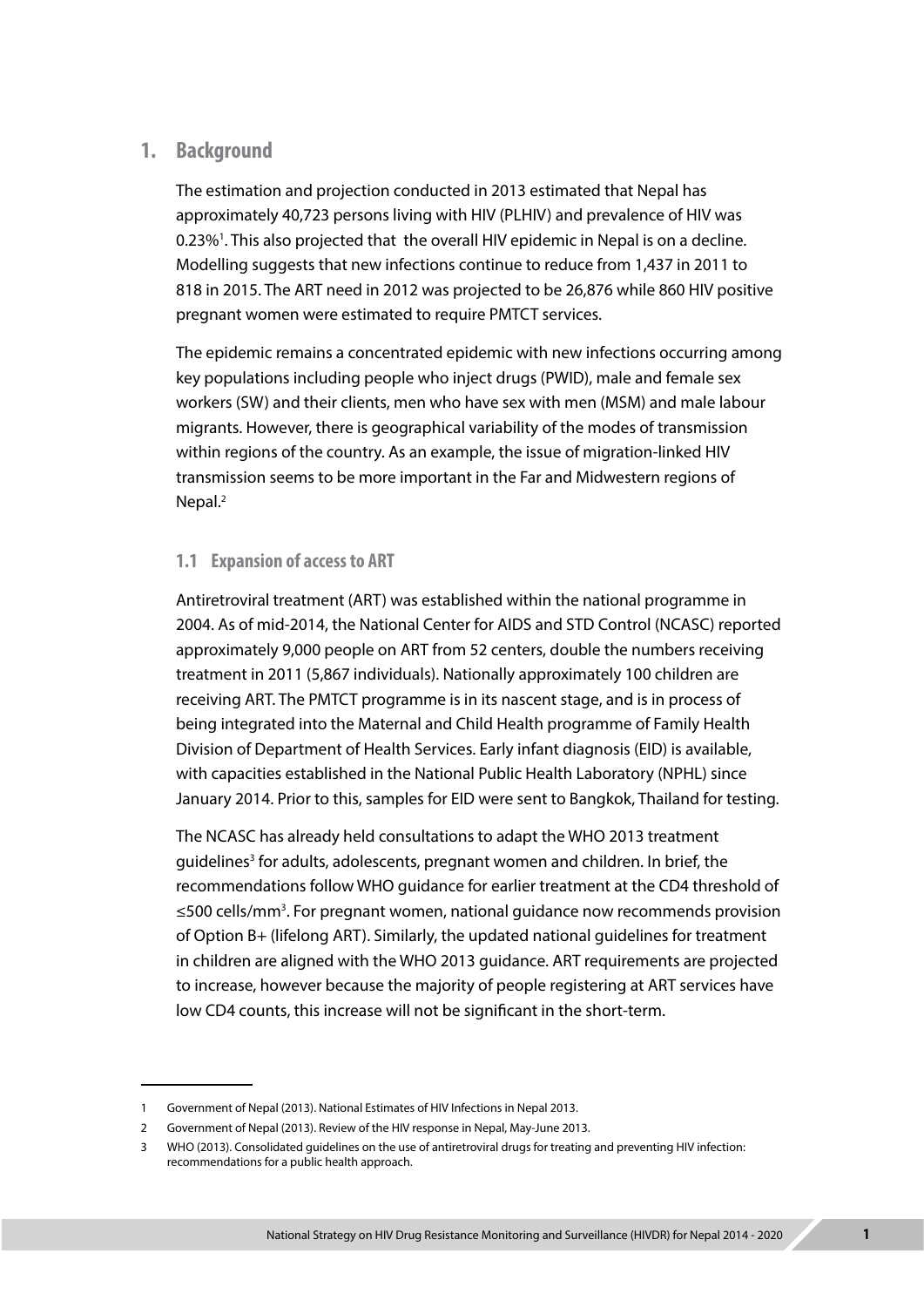# 1. Background

The estimation and projection conducted in 2013 estimated that Nepal has approximately 40,723 persons living with HIV (PLHIV) and prevalence of HIV was 0.23%[1]. This also projected that the overall HIV epidemic in Nepal is on a decline. Modelling suggests that new infections continue to reduce from 1,437 in 2011 to 818 in 2015. The ART need in 2012 was projected to be 26,876 while 860 HIV positive pregnant women were estimated to require PMTCT services.

The epidemic remains a concentrated epidemic with new infections occurring among key populations including people who inject drugs (PWID), male and female sex workers (SW) and their clients, men who have sex with men (MSM) and male labour migrants. However, there is geographical variability of the modes of transmission within regions of the country. As an example, the issue of migration-linked HIV transmission seems to be more important in the Far and Midwestern regions of Nepal.[2]

## 1.1 Expansion of access to ART

Antiretroviral treatment (ART) was established within the national programme in 2004. As of mid-2014, the National Center for AIDS and STD Control (NCASC) reported approximately 9,000 people on ART from 52 centers, double the numbers receiving treatment in 2011 (5,867 individuals). Nationally approximately 100 children are receiving ART. The PMTCT programme is in its nascent stage, and is in process of being integrated into the Maternal and Child Health programme of Family Health Division of Department of Health Services. Early infant diagnosis (EID) is available, with capacities established in the National Public Health Laboratory (NPHL) since January 2014. Prior to this, samples for EID were sent to Bangkok, Thailand for testing.

The NCASC has already held consultations to adapt the WHO 2013 treatment guidelines[3] for adults, adolescents, pregnant women and children. In brief, the recommendations follow WHO guidance for earlier treatment at the CD4 threshold of ≤500 cells/mm$^3$. For pregnant women, national guidance now recommends provision of Option B+ (lifelong ART). Similarly, the updated national guidelines for treatment in children are aligned with the WHO 2013 guidance. ART requirements are projected to increase, however because the majority of people registering at ART services have low CD4 counts, this increase will not be significant in the short-term.

---

1 Government of Nepal (2013). National Estimates of HIV Infections in Nepal 2013.

2 Government of Nepal (2013). Review of the HIV response in Nepal, May-June 2013.

3 WHO (2013). Consolidated guidelines on the use of antiretroviral drugs for treating and preventing HIV infection: recommendations for a public health approach.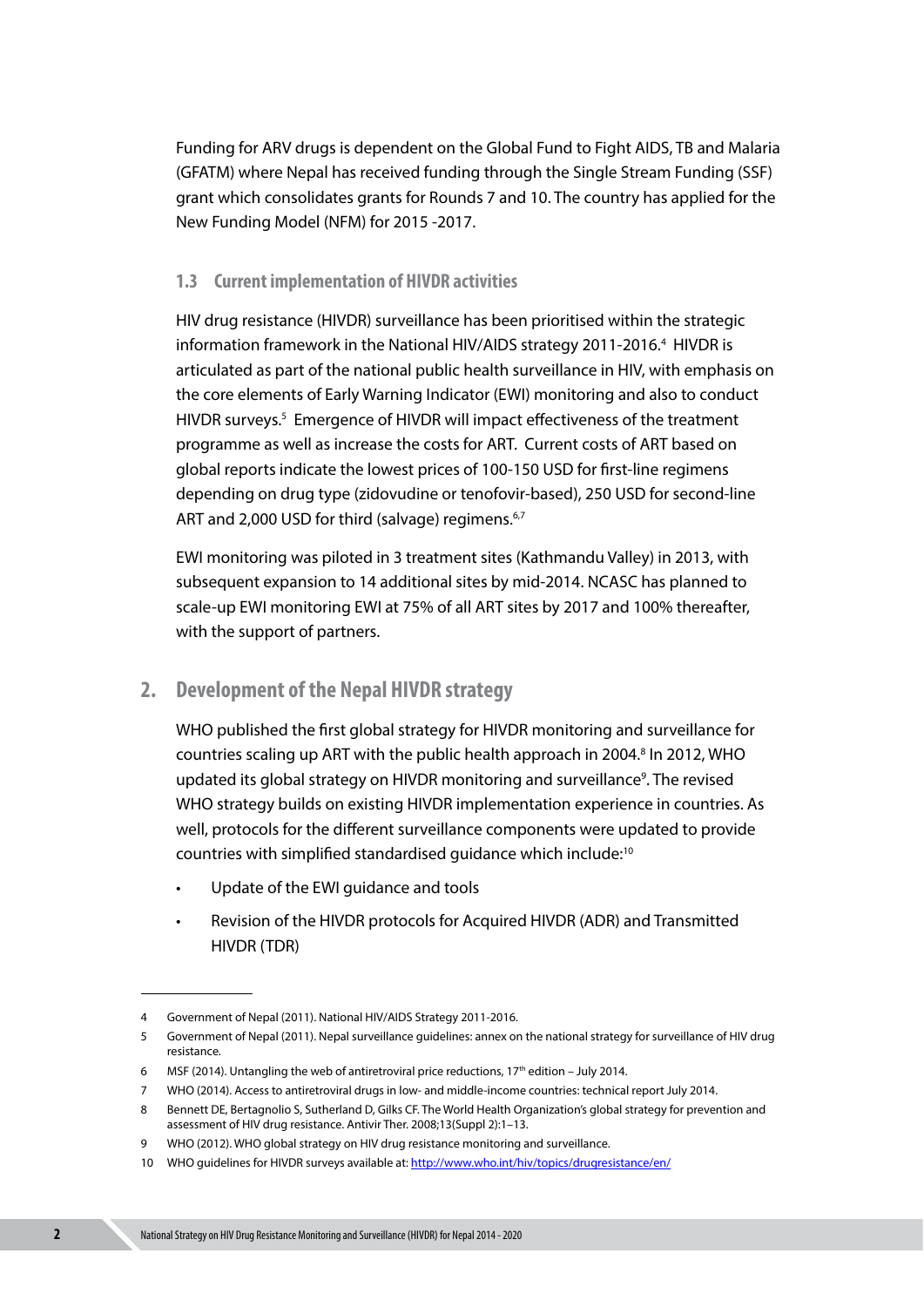Funding for ARV drugs is dependent on the Global Fund to Fight AIDS, TB and Malaria (GFATM) where Nepal has received funding through the Single Stream Funding (SSF) grant which consolidates grants for Rounds 7 and 10. The country has applied for the New Funding Model (NFM) for 2015 -2017.

### 1.3 Current implementation of HIVDR activities

HIV drug resistance (HIVDR) surveillance has been prioritised within the strategic information framework in the National HIV/AIDS strategy 2011-2016.[4] HIVDR is articulated as part of the national public health surveillance in HIV, with emphasis on the core elements of Early Warning Indicator (EWI) monitoring and also to conduct HIVDR surveys.[5] Emergence of HIVDR will impact effectiveness of the treatment programme as well as increase the costs for ART. Current costs of ART based on global reports indicate the lowest prices of 100-150 USD for first-line regimens depending on drug type (zidovudine or tenofovir-based), 250 USD for second-line ART and 2,000 USD for third (salvage) regimens.[6,7]

EWI monitoring was piloted in 3 treatment sites (Kathmandu Valley) in 2013, with subsequent expansion to 14 additional sites by mid-2014. NCASC has planned to scale-up EWI monitoring EWI at 75% of all ART sites by 2017 and 100% thereafter, with the support of partners.

## 2. Development of the Nepal HIVDR strategy

WHO published the first global strategy for HIVDR monitoring and surveillance for countries scaling up ART with the public health approach in 2004.[8] In 2012, WHO updated its global strategy on HIVDR monitoring and surveillance[9]. The revised WHO strategy builds on existing HIVDR implementation experience in countries. As well, protocols for the different surveillance components were updated to provide countries with simplified standardised guidance which include:[10]

- Update of the EWI guidance and tools
- Revision of the HIVDR protocols for Acquired HIVDR (ADR) and Transmitted HIVDR (TDR)

---

4 Government of Nepal (2011). National HIV/AIDS Strategy 2011-2016.

5 Government of Nepal (2011). Nepal surveillance guidelines: annex on the national strategy for surveillance of HIV drug resistance.

6 MSF (2014). Untangling the web of antiretroviral price reductions, 17th edition – July 2014.

7 WHO (2014). Access to antiretroviral drugs in low- and middle-income countries: technical report July 2014.

8 Bennett DE, Bertagnolio S, Sutherland D, Gilks CF. The World Health Organization's global strategy for prevention and assessment of HIV drug resistance. Antivir Ther. 2008;13(Suppl 2):1–13.

9 WHO (2012). WHO global strategy on HIV drug resistance monitoring and surveillance.

10 WHO guidelines for HIVDR surveys available at: http://www.who.int/hiv/topics/drugresistance/en/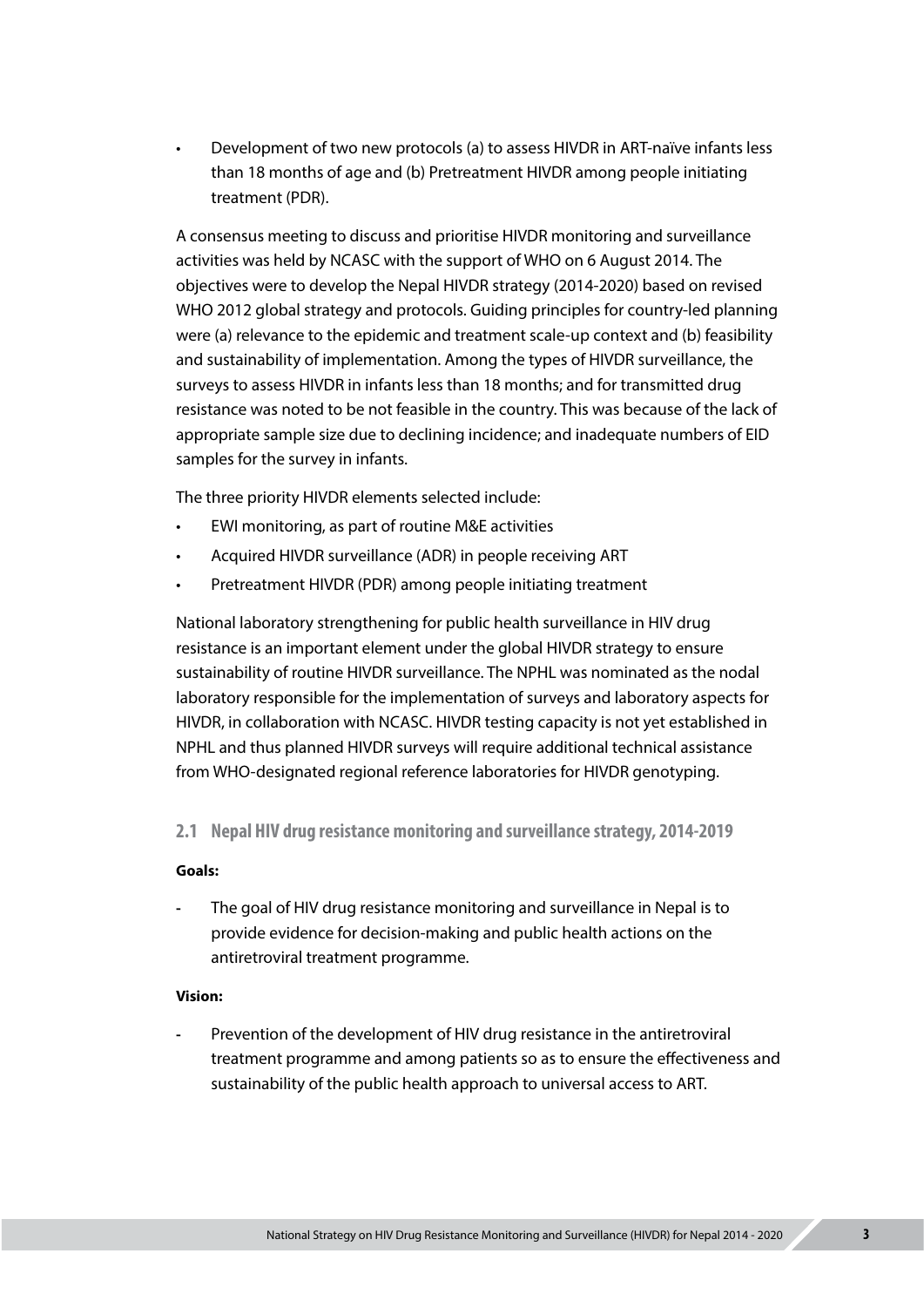- Development of two new protocols (a) to assess HIVDR in ART-naïve infants less than 18 months of age and (b) Pretreatment HIVDR among people initiating treatment (PDR).

A consensus meeting to discuss and prioritise HIVDR monitoring and surveillance activities was held by NCASC with the support of WHO on 6 August 2014. The objectives were to develop the Nepal HIVDR strategy (2014-2020) based on revised WHO 2012 global strategy and protocols. Guiding principles for country-led planning were (a) relevance to the epidemic and treatment scale-up context and (b) feasibility and sustainability of implementation. Among the types of HIVDR surveillance, the surveys to assess HIVDR in infants less than 18 months; and for transmitted drug resistance was noted to be not feasible in the country. This was because of the lack of appropriate sample size due to declining incidence; and inadequate numbers of EID samples for the survey in infants.

The three priority HIVDR elements selected include:

- EWI monitoring, as part of routine M&E activities
- Acquired HIVDR surveillance (ADR) in people receiving ART
- Pretreatment HIVDR (PDR) among people initiating treatment

National laboratory strengthening for public health surveillance in HIV drug resistance is an important element under the global HIVDR strategy to ensure sustainability of routine HIVDR surveillance. The NPHL was nominated as the nodal laboratory responsible for the implementation of surveys and laboratory aspects for HIVDR, in collaboration with NCASC. HIVDR testing capacity is not yet established in NPHL and thus planned HIVDR surveys will require additional technical assistance from WHO-designated regional reference laboratories for HIVDR genotyping.

## 2.1 Nepal HIV drug resistance monitoring and surveillance strategy, 2014-2019

**Goals:**

- The goal of HIV drug resistance monitoring and surveillance in Nepal is to provide evidence for decision-making and public health actions on the antiretroviral treatment programme.

**Vision:**

- Prevention of the development of HIV drug resistance in the antiretroviral treatment programme and among patients so as to ensure the effectiveness and sustainability of the public health approach to universal access to ART.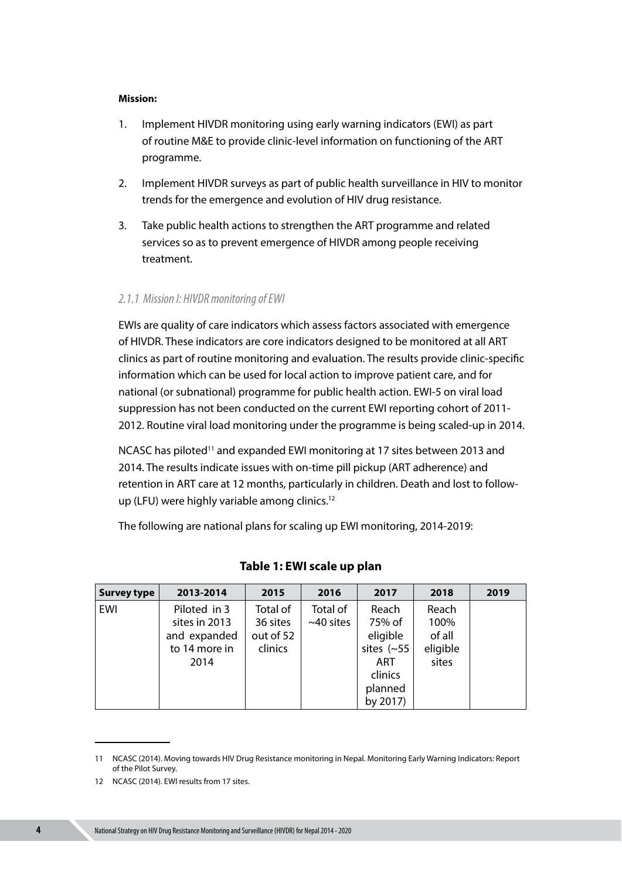**Mission:**

1. Implement HIVDR monitoring using early warning indicators (EWI) as part of routine M&E to provide clinic-level information on functioning of the ART programme.

2. Implement HIVDR surveys as part of public health surveillance in HIV to monitor trends for the emergence and evolution of HIV drug resistance.

3. Take public health actions to strengthen the ART programme and related services so as to prevent emergence of HIVDR among people receiving treatment.

### *2.1.1 Mission I: HIVDR monitoring of EWI*

EWIs are quality of care indicators which assess factors associated with emergence of HIVDR. These indicators are core indicators designed to be monitored at all ART clinics as part of routine monitoring and evaluation. The results provide clinic-specific information which can be used for local action to improve patient care, and for national (or subnational) programme for public health action. EWI-5 on viral load suppression has not been conducted on the current EWI reporting cohort of 2011-2012. Routine viral load monitoring under the programme is being scaled-up in 2014.

NCASC has piloted[11] and expanded EWI monitoring at 17 sites between 2013 and 2014. The results indicate issues with on-time pill pickup (ART adherence) and retention in ART care at 12 months, particularly in children. Death and lost to follow-up (LFU) were highly variable among clinics.[12]

The following are national plans for scaling up EWI monitoring, 2014-2019:

**Table 1: EWI scale up plan**

| Survey type | 2013-2014 | 2015 | 2016 | 2017 | 2018 | 2019 |
|---|---|---|---|---|---|---|
| EWI | Piloted in 3 sites in 2013 and expanded to 14 more in 2014 | Total of 36 sites out of 52 clinics | Total of ~40 sites | Reach 75% of eligible sites (~55 ART clinics planned by 2017) | Reach 100% of all eligible sites | |

11 NCASC (2014). Moving towards HIV Drug Resistance monitoring in Nepal. Monitoring Early Warning Indicators: Report of the Pilot Survey.

12 NCASC (2014). EWI results from 17 sites.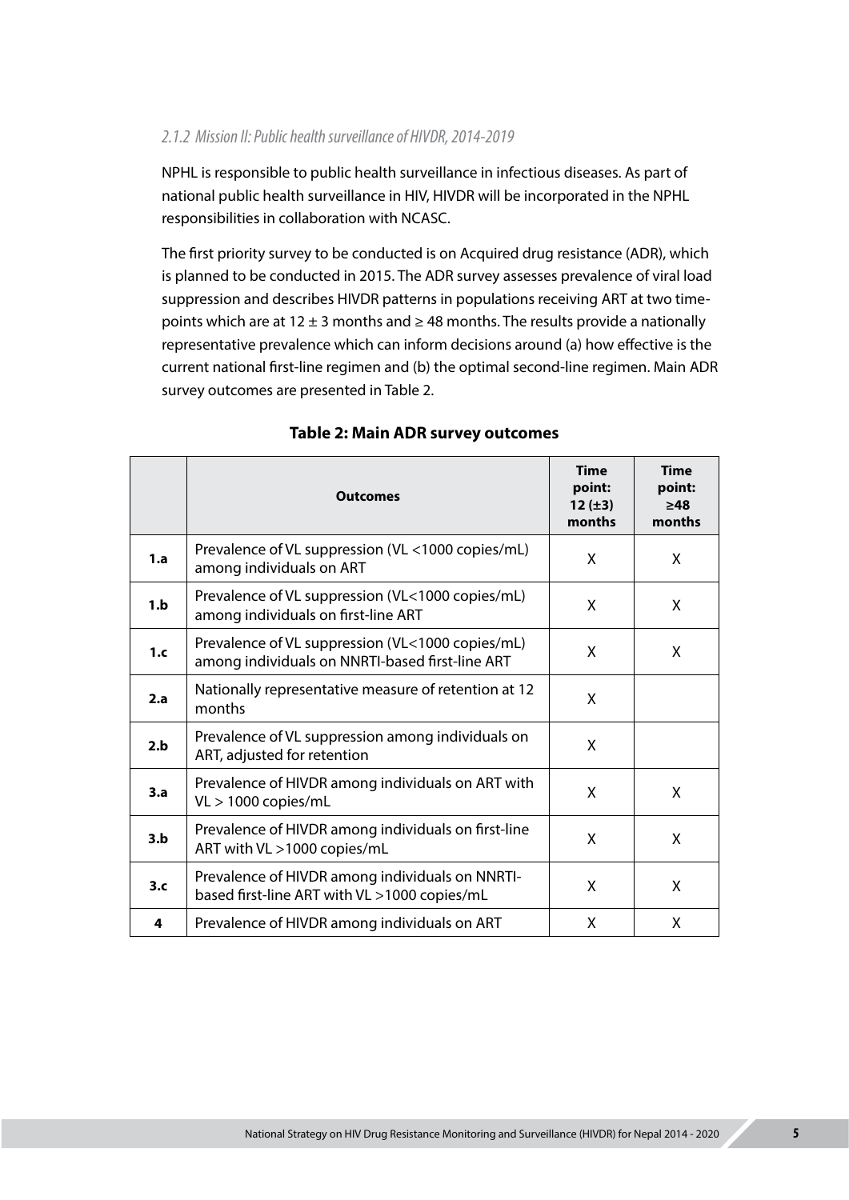### *2.1.2 Mission II: Public health surveillance of HIVDR, 2014-2019*

NPHL is responsible to public health surveillance in infectious diseases. As part of national public health surveillance in HIV, HIVDR will be incorporated in the NPHL responsibilities in collaboration with NCASC.

The first priority survey to be conducted is on Acquired drug resistance (ADR), which is planned to be conducted in 2015. The ADR survey assesses prevalence of viral load suppression and describes HIVDR patterns in populations receiving ART at two time-points which are at 12 ± 3 months and ≥ 48 months. The results provide a nationally representative prevalence which can inform decisions around (a) how effective is the current national first-line regimen and (b) the optimal second-line regimen. Main ADR survey outcomes are presented in Table 2.

**Table 2: Main ADR survey outcomes**

| | **Outcomes** | **Time point: 12 (±3) months** | **Time point: ≥48 months** |
|---|---|---|---|
| **1.a** | Prevalence of VL suppression (VL <1000 copies/mL) among individuals on ART | X | X |
| **1.b** | Prevalence of VL suppression (VL<1000 copies/mL) among individuals on first-line ART | X | X |
| **1.c** | Prevalence of VL suppression (VL<1000 copies/mL) among individuals on NNRTI-based first-line ART | X | X |
| **2.a** | Nationally representative measure of retention at 12 months | X | |
| **2.b** | Prevalence of VL suppression among individuals on ART, adjusted for retention | X | |
| **3.a** | Prevalence of HIVDR among individuals on ART with VL > 1000 copies/mL | X | X |
| **3.b** | Prevalence of HIVDR among individuals on first-line ART with VL >1000 copies/mL | X | X |
| **3.c** | Prevalence of HIVDR among individuals on NNRTI-based first-line ART with VL >1000 copies/mL | X | X |
| **4** | Prevalence of HIVDR among individuals on ART | X | X |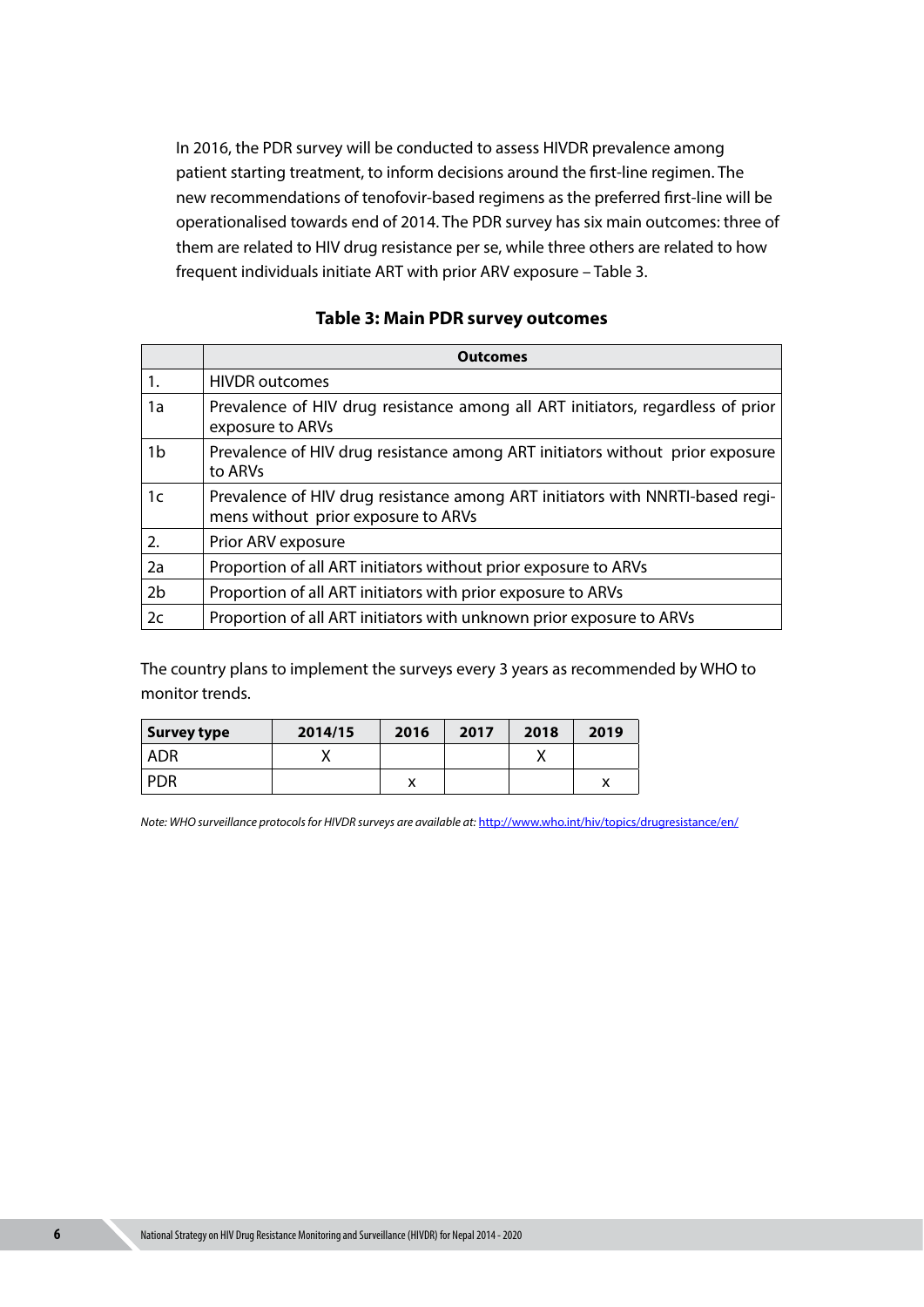In 2016, the PDR survey will be conducted to assess HIVDR prevalence among patient starting treatment, to inform decisions around the first-line regimen. The new recommendations of tenofovir-based regimens as the preferred first-line will be operationalised towards end of 2014. The PDR survey has six main outcomes: three of them are related to HIV drug resistance per se, while three others are related to how frequent individuals initiate ART with prior ARV exposure – Table 3.

**Table 3: Main PDR survey outcomes**

| | Outcomes |
|---|---|
| 1. | HIVDR outcomes |
| 1a | Prevalence of HIV drug resistance among all ART initiators, regardless of prior exposure to ARVs |
| 1b | Prevalence of HIV drug resistance among ART initiators without prior exposure to ARVs |
| 1c | Prevalence of HIV drug resistance among ART initiators with NNRTI-based regimens without prior exposure to ARVs |
| 2. | Prior ARV exposure |
| 2a | Proportion of all ART initiators without prior exposure to ARVs |
| 2b | Proportion of all ART initiators with prior exposure to ARVs |
| 2c | Proportion of all ART initiators with unknown prior exposure to ARVs |

The country plans to implement the surveys every 3 years as recommended by WHO to monitor trends.

| Survey type | 2014/15 | 2016 | 2017 | 2018 | 2019 |
|---|---|---|---|---|---|
| ADR | X | | | X | |
| PDR | | x | | | x |

*Note: WHO surveillance protocols for HIVDR surveys are available at:* http://www.who.int/hiv/topics/drugresistance/en/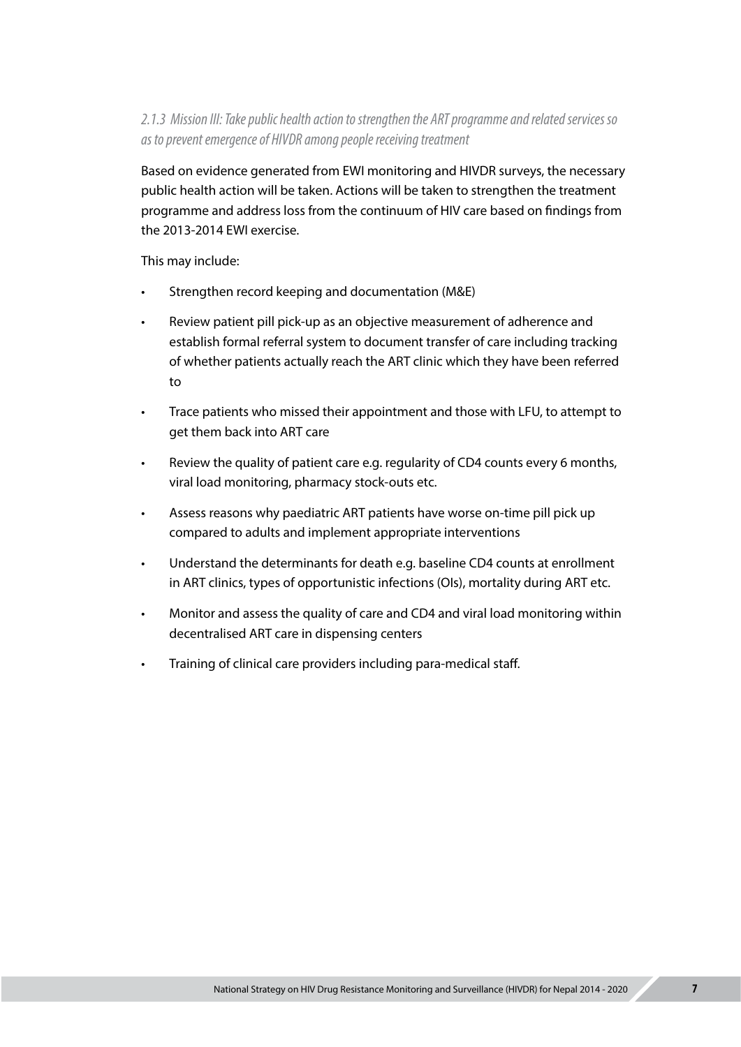### *2.1.3 Mission III: Take public health action to strengthen the ART programme and related services so as to prevent emergence of HIVDR among people receiving treatment*

Based on evidence generated from EWI monitoring and HIVDR surveys, the necessary public health action will be taken. Actions will be taken to strengthen the treatment programme and address loss from the continuum of HIV care based on findings from the 2013-2014 EWI exercise.

This may include:

- Strengthen record keeping and documentation (M&E)
- Review patient pill pick-up as an objective measurement of adherence and establish formal referral system to document transfer of care including tracking of whether patients actually reach the ART clinic which they have been referred to
- Trace patients who missed their appointment and those with LFU, to attempt to get them back into ART care
- Review the quality of patient care e.g. regularity of CD4 counts every 6 months, viral load monitoring, pharmacy stock-outs etc.
- Assess reasons why paediatric ART patients have worse on-time pill pick up compared to adults and implement appropriate interventions
- Understand the determinants for death e.g. baseline CD4 counts at enrollment in ART clinics, types of opportunistic infections (OIs), mortality during ART etc.
- Monitor and assess the quality of care and CD4 and viral load monitoring within decentralised ART care in dispensing centers
- Training of clinical care providers including para-medical staff.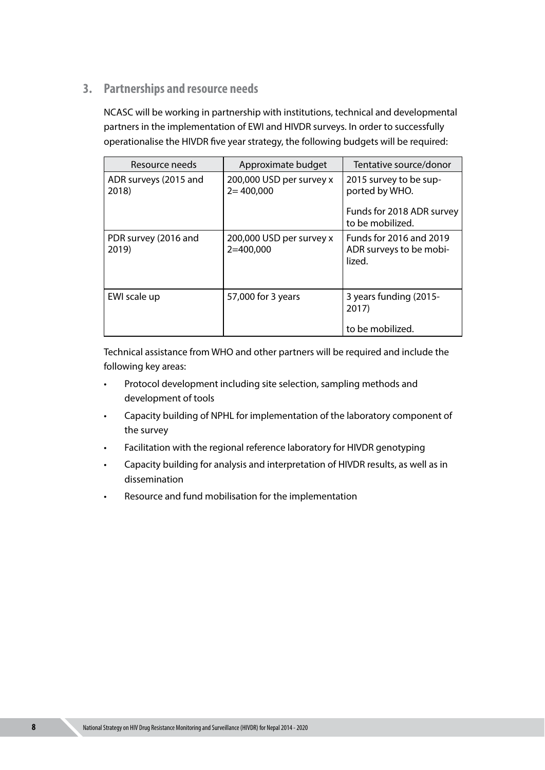## 3. Partnerships and resource needs

NCASC will be working in partnership with institutions, technical and developmental partners in the implementation of EWI and HIVDR surveys. In order to successfully operationalise the HIVDR five year strategy, the following budgets will be required:

| Resource needs | Approximate budget | Tentative source/donor |
|---|---|---|
| ADR surveys (2015 and 2018) | 200,000 USD per survey x 2= 400,000 | 2015 survey to be supported by WHO.<br><br>Funds for 2018 ADR survey to be mobilized. |
| PDR survey (2016 and 2019) | 200,000 USD per survey x 2=400,000 | Funds for 2016 and 2019 ADR surveys to be mobilized. |
| EWI scale up | 57,000 for 3 years | 3 years funding (2015-2017)<br><br>to be mobilized. |

Technical assistance from WHO and other partners will be required and include the following key areas:

- Protocol development including site selection, sampling methods and development of tools
- Capacity building of NPHL for implementation of the laboratory component of the survey
- Facilitation with the regional reference laboratory for HIVDR genotyping
- Capacity building for analysis and interpretation of HIVDR results, as well as in dissemination
- Resource and fund mobilisation for the implementation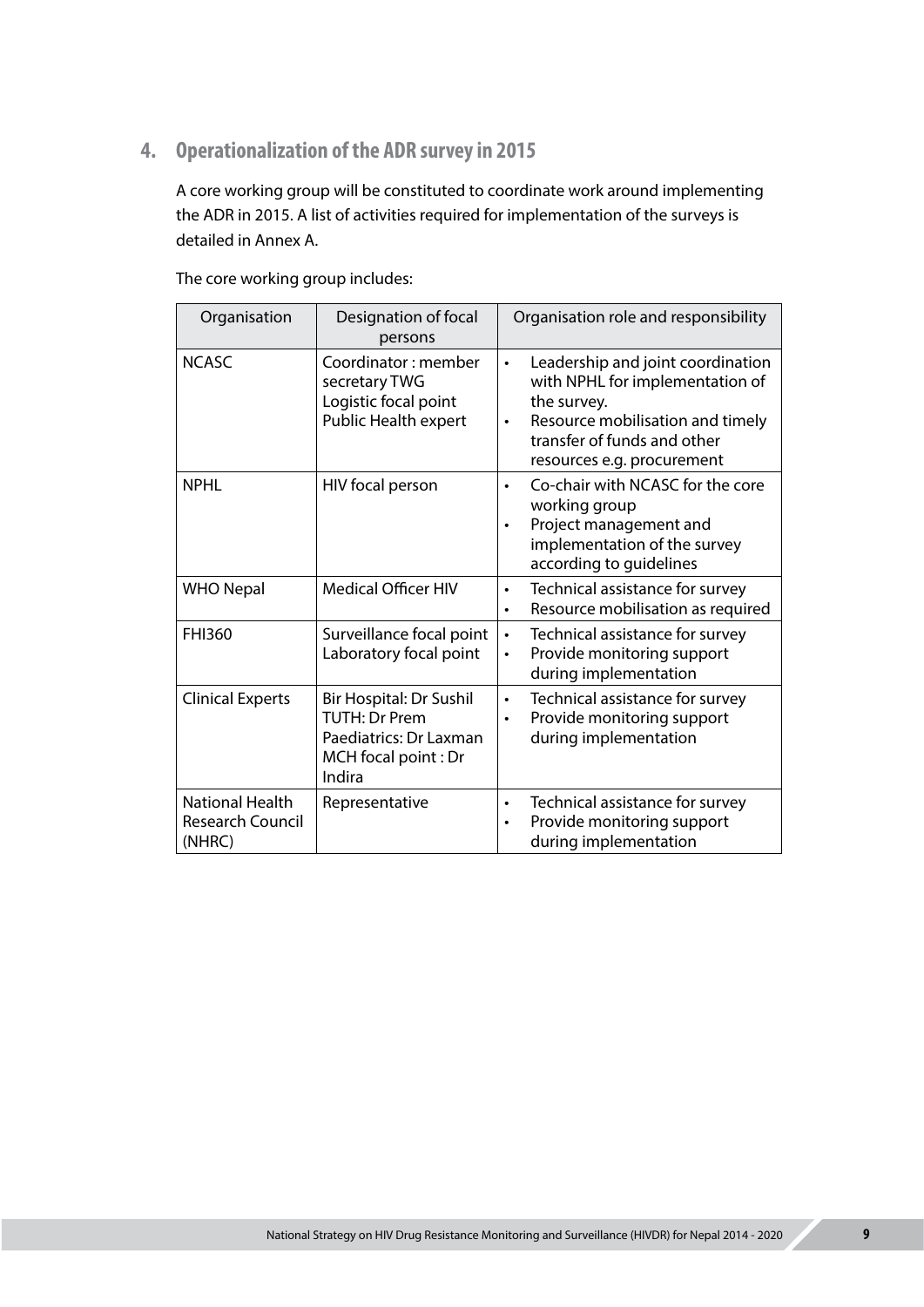## 4. Operationalization of the ADR survey in 2015

A core working group will be constituted to coordinate work around implementing the ADR in 2015. A list of activities required for implementation of the surveys is detailed in Annex A.

The core working group includes:

| Organisation | Designation of focal persons | Organisation role and responsibility |
|---|---|---|
| NCASC | Coordinator : member secretary TWG<br>Logistic focal point<br>Public Health expert | • Leadership and joint coordination with NPHL for implementation of the survey.<br>• Resource mobilisation and timely transfer of funds and other resources e.g. procurement |
| NPHL | HIV focal person | • Co-chair with NCASC for the core working group<br>• Project management and implementation of the survey according to guidelines |
| WHO Nepal | Medical Officer HIV | • Technical assistance for survey<br>• Resource mobilisation as required |
| FHI360 | Surveillance focal point<br>Laboratory focal point | • Technical assistance for survey<br>• Provide monitoring support during implementation |
| Clinical Experts | Bir Hospital: Dr Sushil<br>TUTH: Dr Prem<br>Paediatrics: Dr Laxman<br>MCH focal point : Dr Indira | • Technical assistance for survey<br>• Provide monitoring support during implementation |
| National Health Research Council (NHRC) | Representative | • Technical assistance for survey<br>• Provide monitoring support during implementation |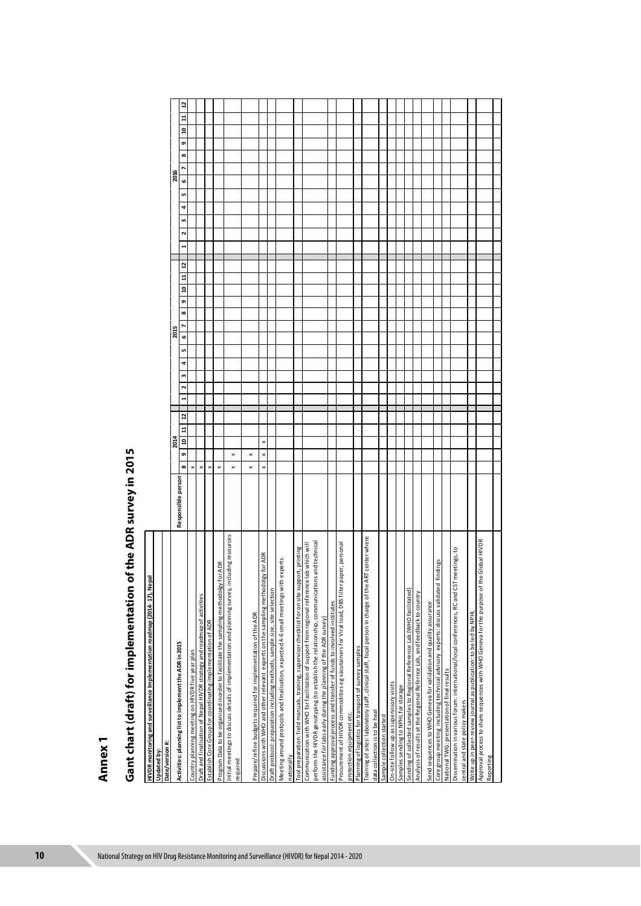# Annex 1

## Gant chart (draft) for implementation of the ADR survey in 2015

**HIVDR monitoring and surveillance Implementation roadmap (2014-17), Nepal**

**Updated by:**

**Date/version #:**

| Activities: planning list to implement the ADR in 2015 | Responsible person | 2014 | | | | | 2015 | | | | | | | | | | | | 2016 | | | | | | | | | | | |
|---|---|---|---|---|---|---|---|---|---|---|---|---|---|---|---|---|---|---|---|---|---|---|---|---|---|---|---|---|---|---|
| | | 8 | 9 | 10 | 11 | 12 | 1 | 2 | 3 | 4 | 5 | 6 | 7 | 8 | 9 | 10 | 11 | 12 | 1 | 2 | 3 | 4 | 5 | 6 | 7 | 8 | 9 | 10 | 11 | 12 |
| Country planning meeting on HIVDR five year plan | | x | | | | | | | | | | | | | | | | | | | | | | | | | | | | |
| Draft and finalisation of Nepal HIVDR strategy and roadmap of activities | | x | | | | | | | | | | | | | | | | | | | | | | | | | | | | |
| Establish Core Group for coordinating implementation of ADR | | x | | | | | | | | | | | | | | | | | | | | | | | | | | | | |
| Program Data to be organised inorder to facilitate the sampling methodology for ADR | | x | | | | | | | | | | | | | | | | | | | | | | | | | | | | |
| Initial meetings to discuss details of implementation and planning survey, including resources required | | x | x | | | | | | | | | | | | | | | | | | | | | | | | | | | |
| Prepare/refine budgets required for implementation of the ADR | | x | x | | | | | | | | | | | | | | | | | | | | | | | | | | | |
| Discussions with WHO and other relevant experts on the sampling methodology for ADR | | x | x | x | | | | | | | | | | | | | | | | | | | | | | | | | | |
| Draft protocol preparation including methods, sample size, site selection | | | | | | | | | | | | | | | | | | | | | | | | | | | | | | |
| Meeting around protocols and finalisation, expected 4-6 small meetings with experts nationally | | | | | | | | | | | | | | | | | | | | | | | | | | | | | | |
| Tool preparation: field manuals, training, supervisor checklist for on site support, printing | | | | | | | | | | | | | | | | | | | | | | | | | | | | | | |
| Communication with WHO for facilitation of support from regional reference lab which will perform the HIVDR genotyping (to establish the relationship, communications and technical assistance for labs early during the planning of the ADR survey) | | | | | | | | | | | | | | | | | | | | | | | | | | | | | | |
| Funding approval process and transfer of funds to involved institutes | | | | | | | | | | | | | | | | | | | | | | | | | | | | | | |
| Procurement of HIVDR commodities eg vacutainers for Viral load, DBS filter paper, personal protection equipment etc. | | | | | | | | | | | | | | | | | | | | | | | | | | | | | | |
| Planning of logistics for transport of survey samples | | | | | | | | | | | | | | | | | | | | | | | | | | | | | | |
| Training of sites: laboratory staff, clinical staff, focal person in charge of the ART center where data collection is to be heal | | | | | | | | | | | | | | | | | | | | | | | | | | | | | | |
| Sample collection started | | | | | | | | | | | | | | | | | | | | | | | | | | | | | | |
| On-site follow up as supervisory visits | | | | | | | | | | | | | | | | | | | | | | | | | | | | | | |
| Samples sending to NPHL for storage | | | | | | | | | | | | | | | | | | | | | | | | | | | | | | |
| Sending of collected samples to Regional Reference Lab (WHO facilitated) | | | | | | | | | | | | | | | | | | | | | | | | | | | | | | |
| Analysis of results at the Regional Refernce Lab, and feedback to country | | | | | | | | | | | | | | | | | | | | | | | | | | | | | | |
| Send sequences to WHO Geneva for validation and quality assurance | | | | | | | | | | | | | | | | | | | | | | | | | | | | | | |
| Core group meeting including technical advisory experts: discuss validated findings | | | | | | | | | | | | | | | | | | | | | | | | | | | | | | |
| National TWG: presentation of final results | | | | | | | | | | | | | | | | | | | | | | | | | | | | | | |
| Dissemination in various forum: international/local conferences, RC and CST meetings, to central and state policy makers | | | | | | | | | | | | | | | | | | | | | | | | | | | | | | |
| Write up in peer-review journal as publication: to be led by NPHL | | | | | | | | | | | | | | | | | | | | | | | | | | | | | | |
| Approval process to share sequences with WHO Geneva for the purpose of the Global HIVDR Reporting | | | | | | | | | | | | | | | | | | | | | | | | | | | | | | |